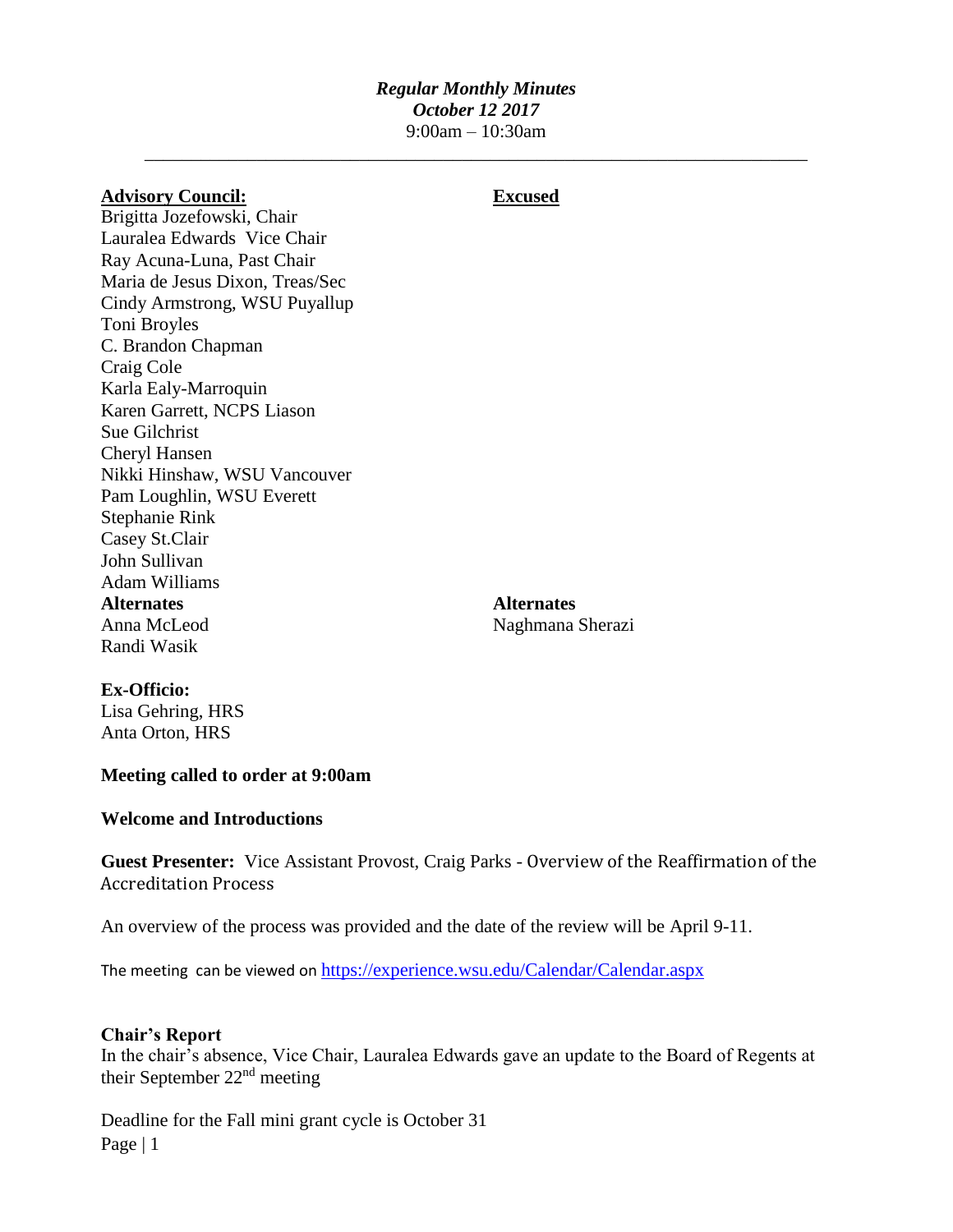***Regular Monthly Minutes***
***October 12 2017***
9:00am – 10:30am

---

| **Advisory Council:** | **Excused** |
|---|---|
| Brigitta Jozefowski, Chair | |
| Lauralea Edwards Vice Chair | |
| Ray Acuna-Luna, Past Chair | |
| Maria de Jesus Dixon, Treas/Sec | |
| Cindy Armstrong, WSU Puyallup | |
| Toni Broyles | |
| C. Brandon Chapman | |
| Craig Cole | |
| Karla Ealy-Marroquin | |
| Karen Garrett, NCPS Liason | |
| Sue Gilchrist | |
| Cheryl Hansen | |
| Nikki Hinshaw, WSU Vancouver | |
| Pam Loughlin, WSU Everett | |
| Stephanie Rink | |
| Casey St.Clair | |
| John Sullivan | |
| Adam Williams | |
| **Alternates** | **Alternates** |
| Anna McLeod | Naghmana Sherazi |
| Randi Wasik | |

**Ex-Officio:**
Lisa Gehring, HRS
Anta Orton, HRS

**Meeting called to order at 9:00am**

**Welcome and Introductions**

**Guest Presenter:** Vice Assistant Provost, Craig Parks - Overview of the Reaffirmation of the Accreditation Process

An overview of the process was provided and the date of the review will be April 9-11.

The meeting can be viewed on https://experience.wsu.edu/Calendar/Calendar.aspx

**Chair's Report**
In the chair's absence, Vice Chair, Lauralea Edwards gave an update to the Board of Regents at their September 22nd meeting

Deadline for the Fall mini grant cycle is October 31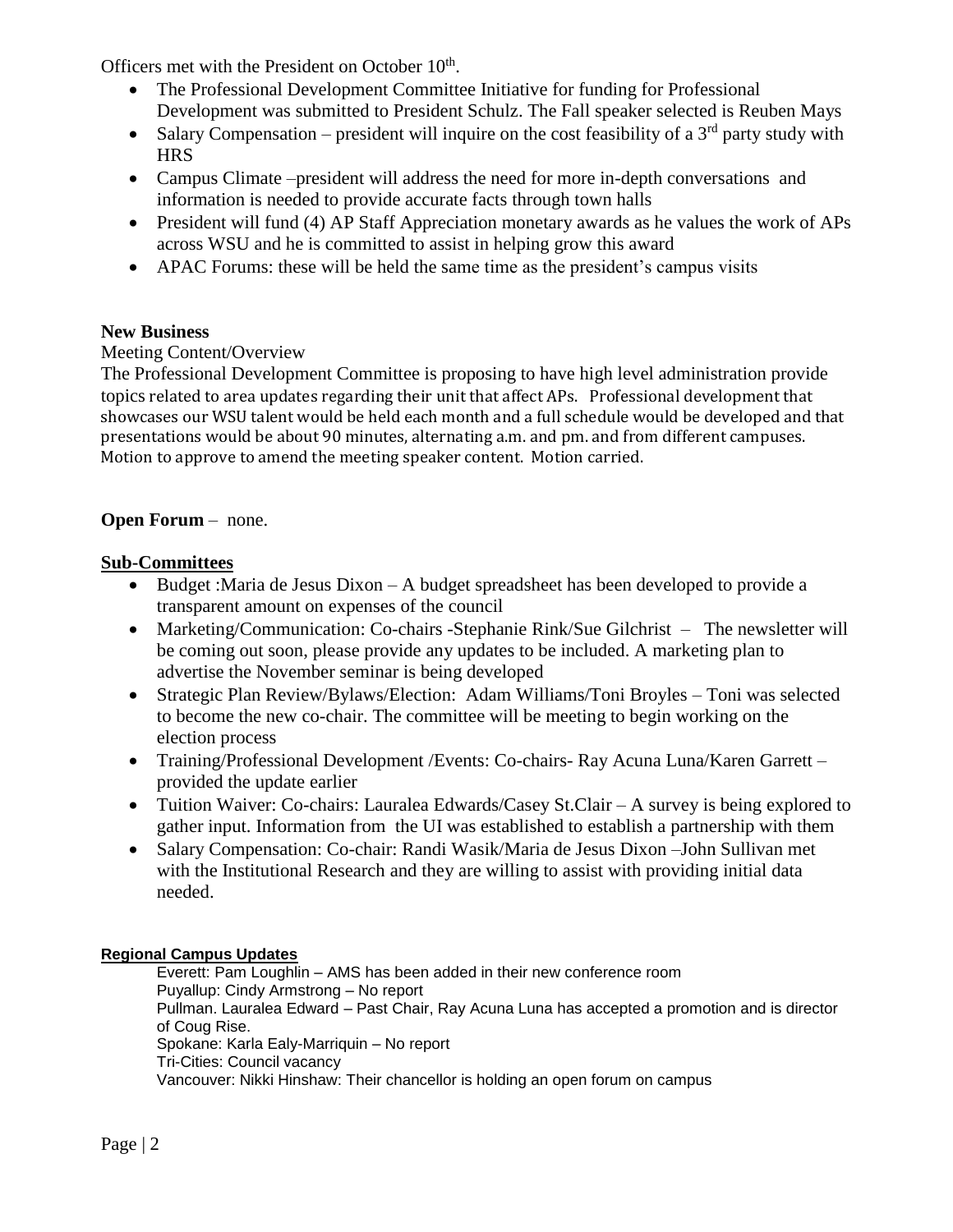Officers met with the President on October 10th.

- The Professional Development Committee Initiative for funding for Professional Development was submitted to President Schulz. The Fall speaker selected is Reuben Mays
- Salary Compensation – president will inquire on the cost feasibility of a 3rd party study with HRS
- Campus Climate –president will address the need for more in-depth conversations and information is needed to provide accurate facts through town halls
- President will fund (4) AP Staff Appreciation monetary awards as he values the work of APs across WSU and he is committed to assist in helping grow this award
- APAC Forums: these will be held the same time as the president's campus visits

**New Business**

Meeting Content/Overview

The Professional Development Committee is proposing to have high level administration provide topics related to area updates regarding their unit that affect APs. Professional development that showcases our WSU talent would be held each month and a full schedule would be developed and that presentations would be about 90 minutes, alternating a.m. and pm. and from different campuses. Motion to approve to amend the meeting speaker content. Motion carried.

**Open Forum** – none.

**Sub-Committees**

- Budget :Maria de Jesus Dixon – A budget spreadsheet has been developed to provide a transparent amount on expenses of the council
- Marketing/Communication: Co-chairs -Stephanie Rink/Sue Gilchrist – The newsletter will be coming out soon, please provide any updates to be included. A marketing plan to advertise the November seminar is being developed
- Strategic Plan Review/Bylaws/Election: Adam Williams/Toni Broyles – Toni was selected to become the new co-chair. The committee will be meeting to begin working on the election process
- Training/Professional Development /Events: Co-chairs- Ray Acuna Luna/Karen Garrett – provided the update earlier
- Tuition Waiver: Co-chairs: Lauralea Edwards/Casey St.Clair – A survey is being explored to gather input. Information from the UI was established to establish a partnership with them
- Salary Compensation: Co-chair: Randi Wasik/Maria de Jesus Dixon –John Sullivan met with the Institutional Research and they are willing to assist with providing initial data needed.

**Regional Campus Updates**

Everett: Pam Loughlin – AMS has been added in their new conference room
Puyallup: Cindy Armstrong – No report
Pullman. Lauralea Edward – Past Chair, Ray Acuna Luna has accepted a promotion and is director of Coug Rise.
Spokane: Karla Ealy-Marriquin – No report
Tri-Cities: Council vacancy
Vancouver: Nikki Hinshaw: Their chancellor is holding an open forum on campus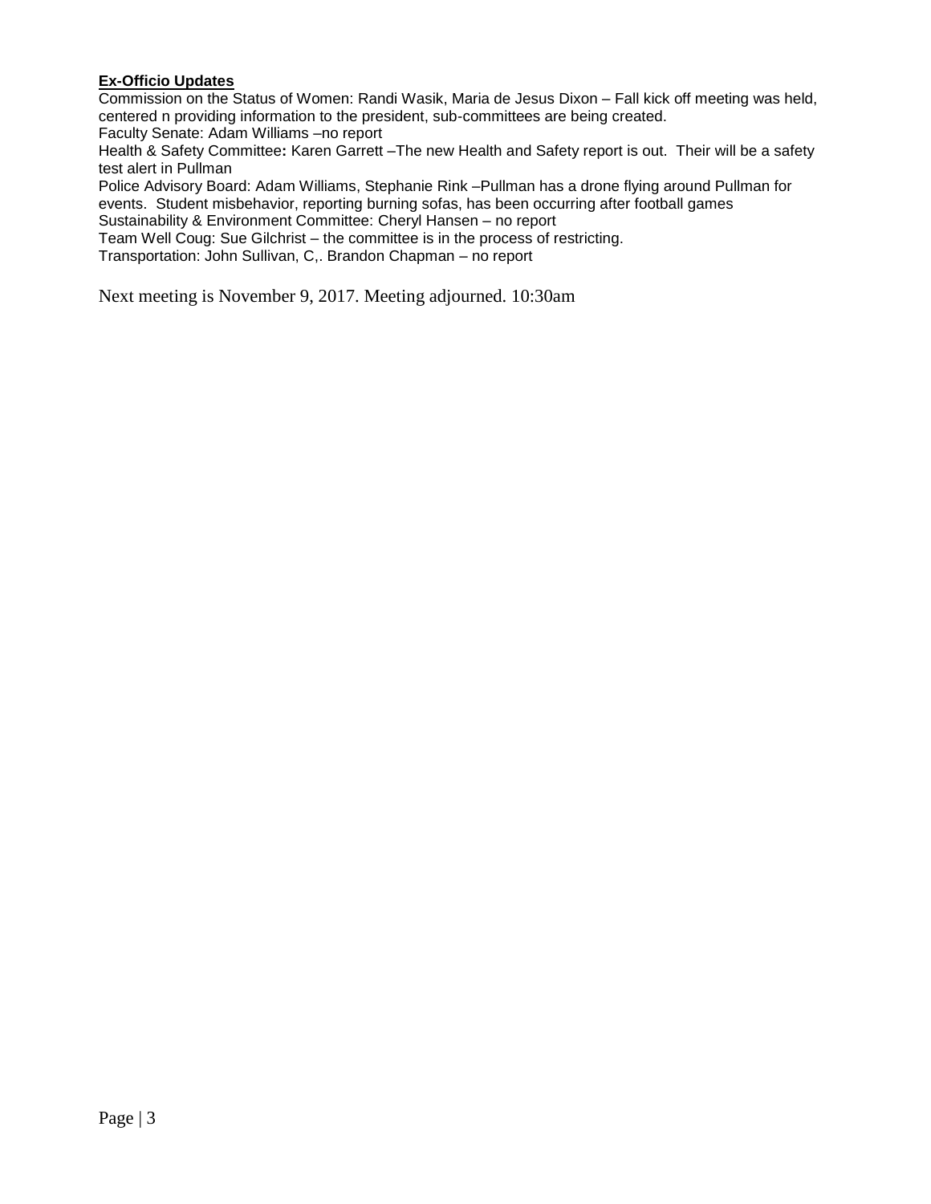**Ex-Officio Updates**

Commission on the Status of Women: Randi Wasik, Maria de Jesus Dixon – Fall kick off meeting was held, centered n providing information to the president, sub-committees are being created.
Faculty Senate: Adam Williams –no report
Health & Safety Committee**:** Karen Garrett –The new Health and Safety report is out. Their will be a safety test alert in Pullman
Police Advisory Board: Adam Williams, Stephanie Rink –Pullman has a drone flying around Pullman for events. Student misbehavior, reporting burning sofas, has been occurring after football games
Sustainability & Environment Committee: Cheryl Hansen – no report
Team Well Coug: Sue Gilchrist – the committee is in the process of restricting.
Transportation: John Sullivan, C,. Brandon Chapman – no report

Next meeting is November 9, 2017. Meeting adjourned. 10:30am